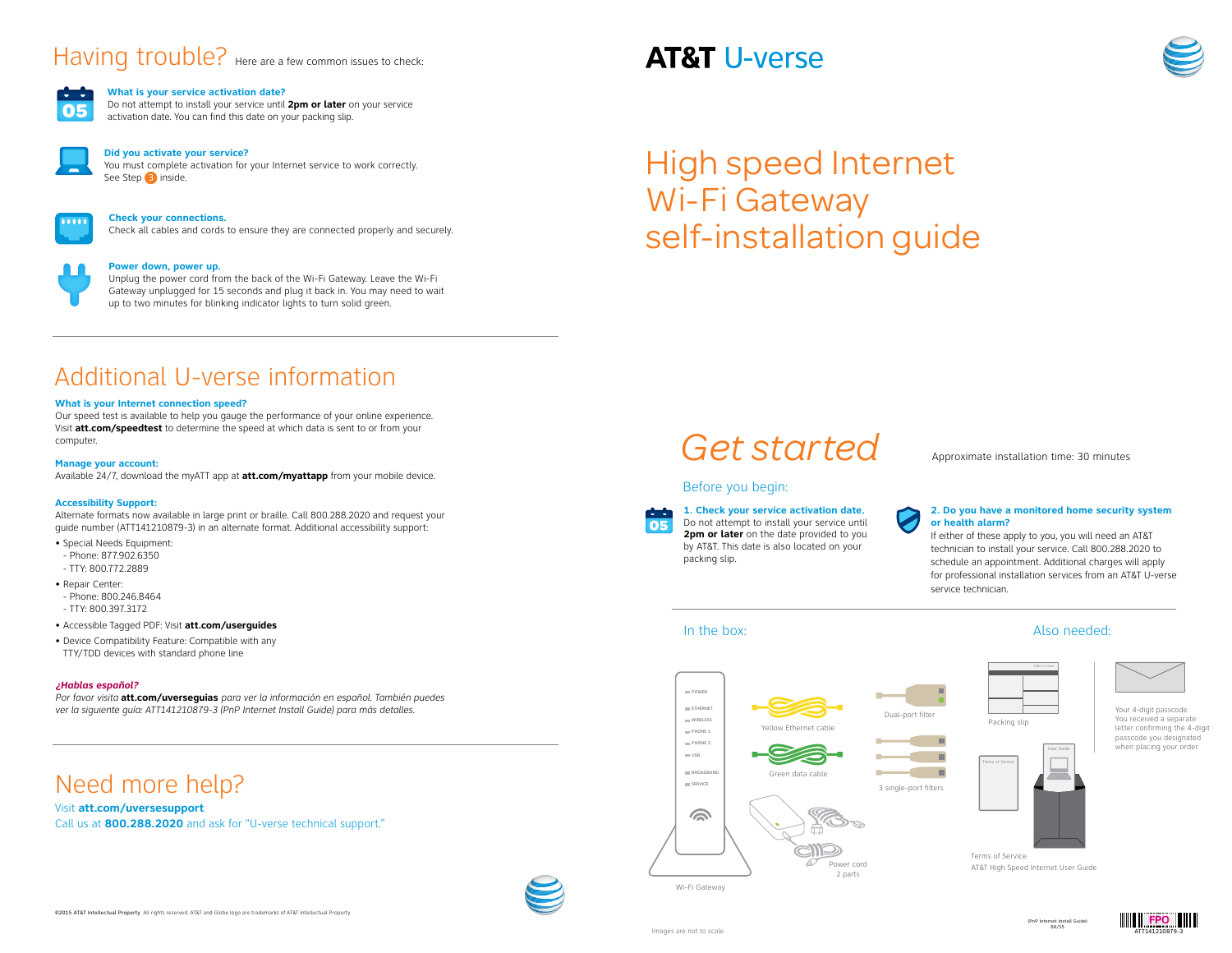# AT&T U-verse

# High speed Internet Wi-Fi Gateway self-installation guide

## Get started

Approximate installation time: 30 minutes

### Before you begin:

**1. Check your service activation date.**
Do not attempt to install your service until **2pm or later** on the date provided to you by AT&T. This date is also located on your packing slip.

**2. Do you have a monitored home security system or health alarm?**
If either of these apply to you, you will need an AT&T technician to install your service. Call 800.288.2020 to schedule an appointment. Additional charges will apply for professional installation services from an AT&T U-verse service technician.

### In the box:

- Wi-Fi Gateway
- Yellow Ethernet cable
- Green data cable
- Power cord 2 parts
- Dual-port filter
- 3 single-port filters

POWER, ETHERNET, WIRELESS, PHONE 1, PHONE 2, USB, BROADBAND, SERVICE

### Also needed:

- Packing slip
- Terms of Service
- AT&T High Speed Internet User Guide
- Your 4-digit passcode. You received a separate letter confirming the 4-digit passcode you designated when placing your order.

Images are not to scale.

## Having trouble? Here are a few common issues to check:

**What is your service activation date?**
Do not attempt to install your service until **2pm or later** on your service activation date. You can find this date on your packing slip.

**Did you activate your service?**
You must complete activation for your Internet service to work correctly. See Step 3 inside.

**Check your connections.**
Check all cables and cords to ensure they are connected properly and securely.

**Power down, power up.**
Unplug the power cord from the back of the Wi-Fi Gateway. Leave the Wi-Fi Gateway unplugged for 15 seconds and plug it back in. You may need to wait up to two minutes for blinking indicator lights to turn solid green.

## Additional U-verse information

**What is your Internet connection speed?**
Our speed test is available to help you gauge the performance of your online experience. Visit **att.com/speedtest** to determine the speed at which data is sent to or from your computer.

**Manage your account:**
Available 24/7, download the myATT app at **att.com/myattapp** from your mobile device.

**Accessibility Support:**
Alternate formats now available in large print or braille. Call 800.288.2020 and request your guide number (ATT141210879-3) in an alternate format. Additional accessibility support:

- Special Needs Equipment:
  - Phone: 877.902.6350
  - TTY: 800.772.2889
- Repair Center:
  - Phone: 800.246.8464
  - TTY: 800.397.3172
- Accessible Tagged PDF: Visit **att.com/userguides**
- Device Compatibility Feature: Compatible with any TTY/TDD devices with standard phone line

***¿Hablas español?***
*Por favor visita* ***att.com/uverseguias*** *para ver la información en español. También puedes ver la siguiente guía: ATT141210879-3 (PnP Internet Install Guide) para más detalles.*

## Need more help?

Visit **att.com/uversesupport**
Call us at **800.288.2020** and ask for "U-verse technical support."

©2015 AT&T Intellectual Property. All rights reserved. AT&T and Globe logo are trademarks of AT&T Intellectual Property.

(PnP Internet Install Guide) 08/15

ATT141210879-3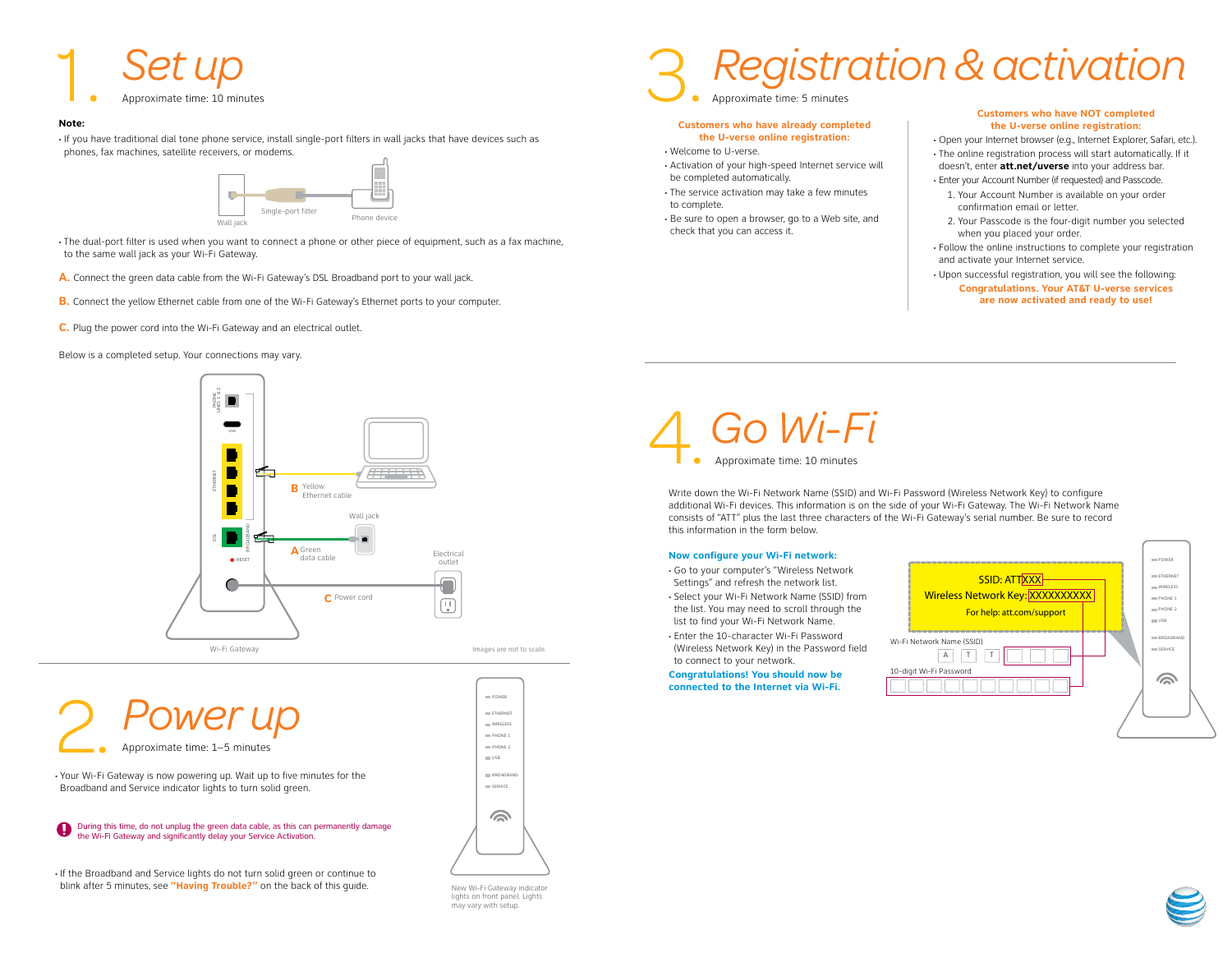# 1. Set up

Approximate time: 10 minutes

**Note:**

- If you have traditional dial tone phone service, install single-port filters in wall jacks that have devices such as phones, fax machines, satellite receivers, or modems.

Wall jack
Single-port filter
Phone device

- The dual-port filter is used when you want to connect a phone or other piece of equipment, such as a fax machine, to the same wall jack as your Wi-Fi Gateway.

**A.** Connect the green data cable from the Wi-Fi Gateway's DSL Broadband port to your wall jack.

**B.** Connect the yellow Ethernet cable from one of the Wi-Fi Gateway's Ethernet ports to your computer.

**C.** Plug the power cord into the Wi-Fi Gateway and an electrical outlet.

Below is a completed setup. Your connections may vary.

PHONE LINES 1 & 2
USB
ETHERNET
DSL
BROADBAND
RESET
B Yellow Ethernet cable
Wall jack
A Green data cable
Electrical outlet
C Power cord
Wi-Fi Gateway

Images are not to scale.

# 2. Power up

Approximate time: 1–5 minutes

- Your Wi-Fi Gateway is now powering up. Wait up to five minutes for the Broadband and Service indicator lights to turn solid green.

**!** During this time, do not unplug the green data cable, as this can permanently damage the Wi-Fi Gateway and significantly delay your Service Activation.

- If the Broadband and Service lights do not turn solid green or continue to blink after 5 minutes, see **"Having Trouble?"** on the back of this guide.

POWER
ETHERNET
WIRELESS
PHONE 1
PHONE 2
USB
BROADBAND
SERVICE

New Wi-Fi Gateway indicator lights on front panel. Lights may vary with setup.

# 3. Registration & activation

Approximate time: 5 minutes

**Customers who have already completed the U-verse online registration:**

- Welcome to U-verse.
- Activation of your high-speed Internet service will be completed automatically.
- The service activation may take a few minutes to complete.
- Be sure to open a browser, go to a Web site, and check that you can access it.

**Customers who have NOT completed the U-verse online registration:**

- Open your Internet browser (e.g., Internet Explorer, Safari, etc.).
- The online registration process will start automatically. If it doesn't, enter **att.net/uverse** into your address bar.
- Enter your Account Number (if requested) and Passcode.
  1. Your Account Number is available on your order confirmation email or letter.
  2. Your Passcode is the four-digit number you selected when you placed your order.
- Follow the online instructions to complete your registration and activate your Internet service.
- Upon successful registration, you will see the following:

  **Congratulations. Your AT&T U-verse services are now activated and ready to use!**

# 4. Go Wi-Fi

Approximate time: 10 minutes

Write down the Wi-Fi Network Name (SSID) and Wi-Fi Password (Wireless Network Key) to configure additional Wi-Fi devices. This information is on the side of your Wi-Fi Gateway. The Wi-Fi Network Name consists of "ATT" plus the last three characters of the Wi-Fi Gateway's serial number. Be sure to record this information in the form below.

**Now configure your Wi-Fi network:**

- Go to your computer's "Wireless Network Settings" and refresh the network list.
- Select your Wi-Fi Network Name (SSID) from the list. You may need to scroll through the list to find your Wi-Fi Network Name.
- Enter the 10-character Wi-Fi Password (Wireless Network Key) in the Password field to connect to your network.

**Congratulations! You should now be connected to the Internet via Wi-Fi.**

SSID: ATTXXX
Wireless Network Key: XXXXXXXXXX
For help: att.com/support

Wi-Fi Network Name (SSID)
A T T _ _ _

10-digit Wi-Fi Password
_ _ _ _ _ _ _ _ _ _

POWER
ETHERNET
WIRELESS
PHONE 1
PHONE 2
USB
BROADBAND
SERVICE